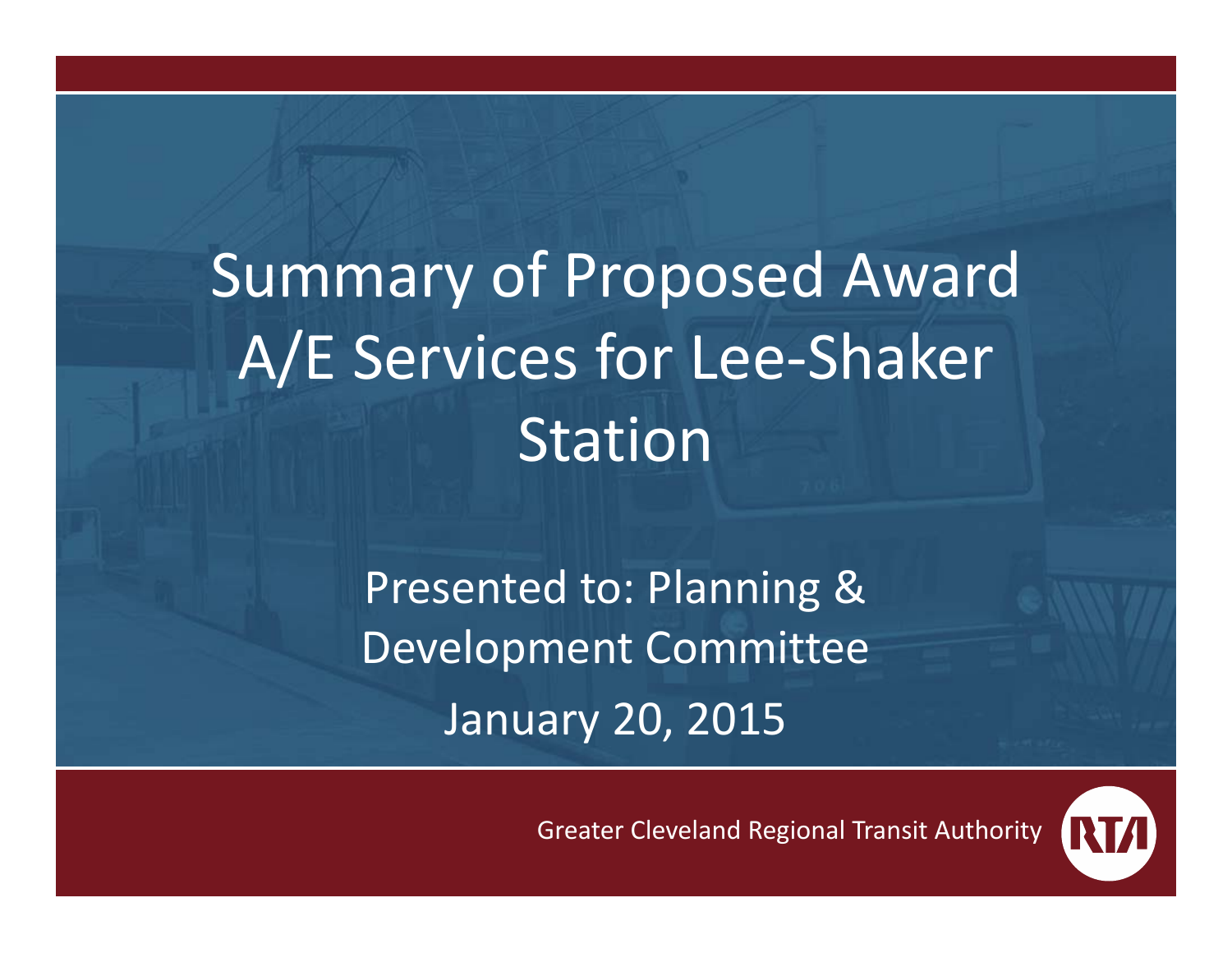# Summary of Proposed Award A/E Services for Lee-Shaker Station

Presented to: Planning & Development Committee

January 20, 2015

Greater Cleveland Regional Transit Authority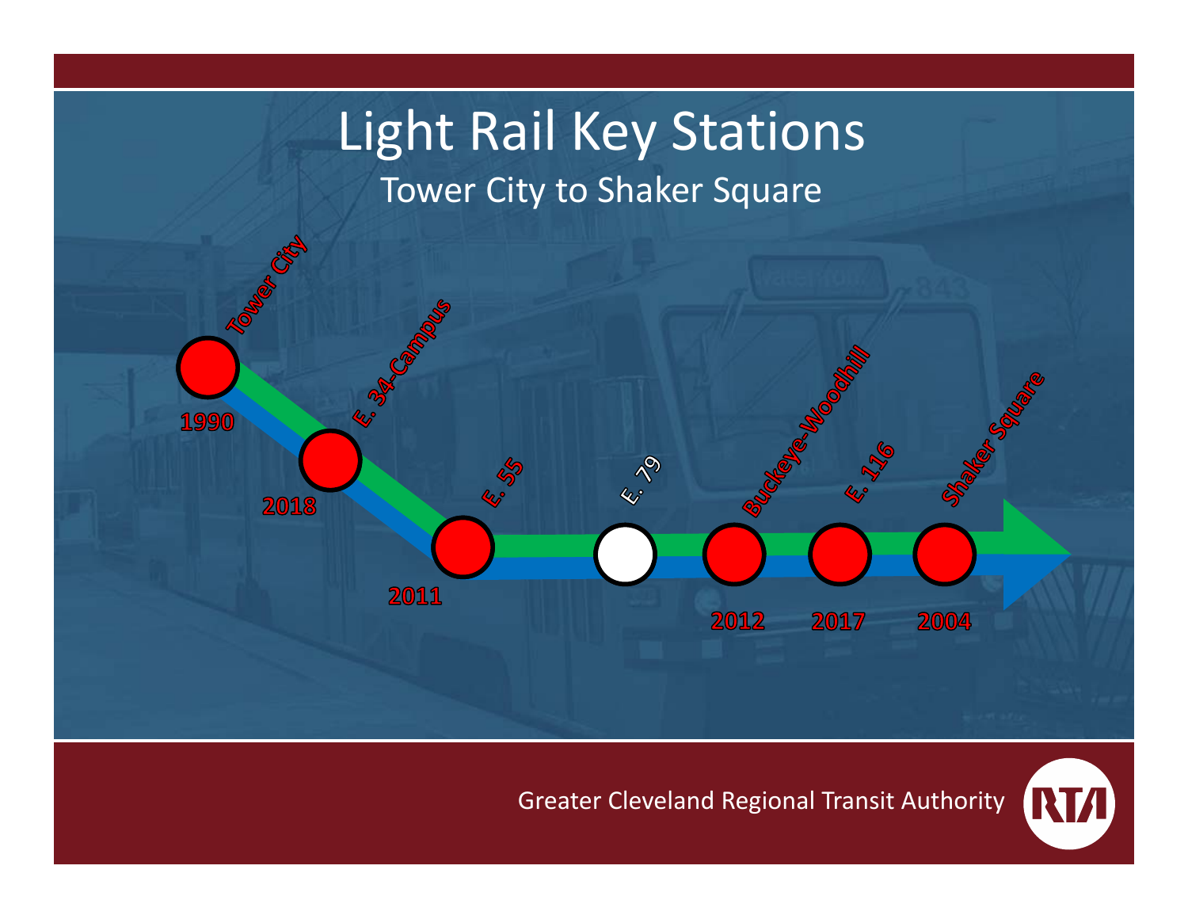# Light Rail Key Stations

## Tower City to Shaker Square

| Station | Year |
| --- | --- |
| Tower City | 1990 |
| E. 34-Campus | 2018 |
| E. 55 | 2011 |
| E. 79 | |
| Buckeye-Woodhill | 2012 |
| E. 116 | 2017 |
| Shaker Square | 2004 |

Greater Cleveland Regional Transit Authority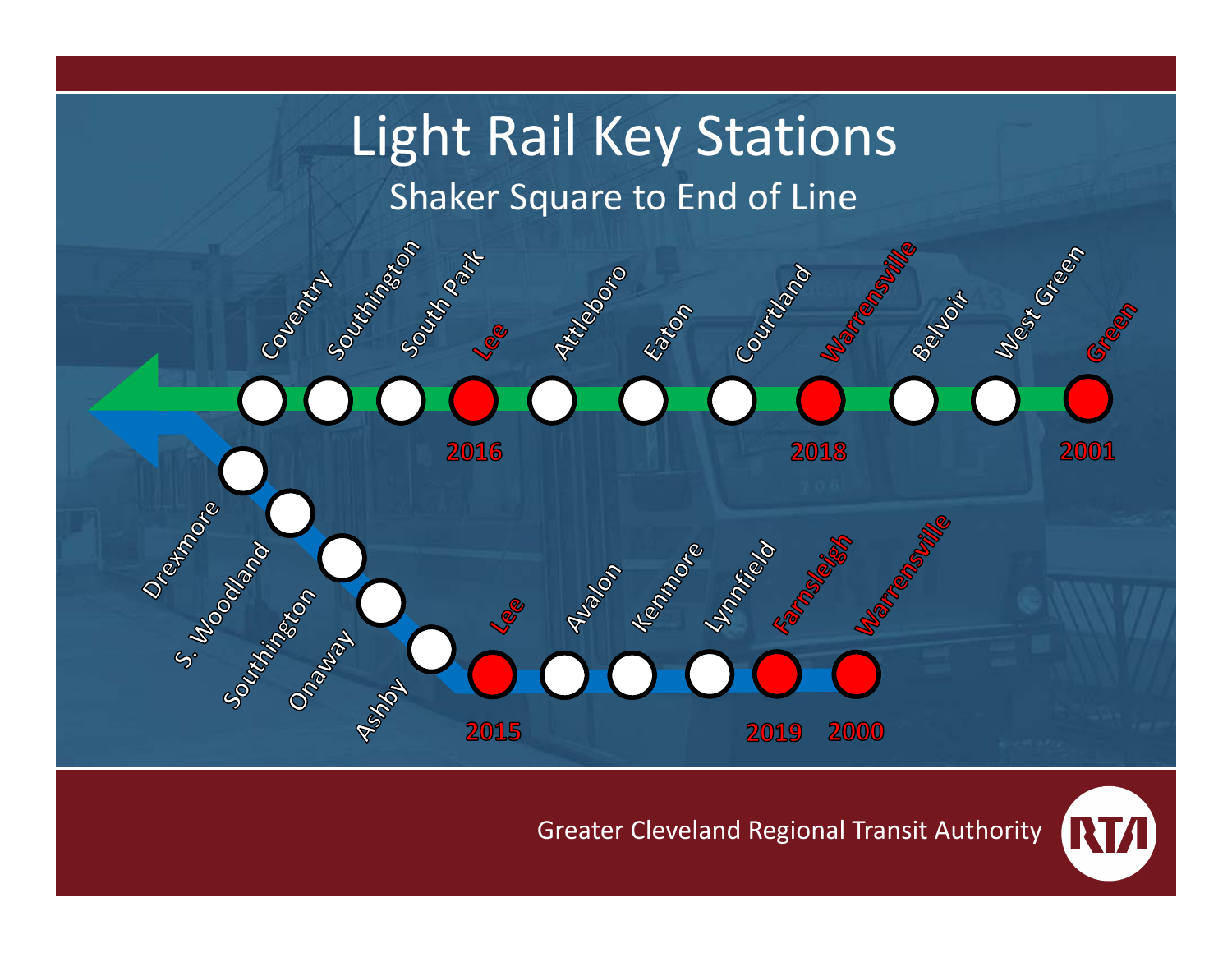# Light Rail Key Stations

## Shaker Square to End of Line

**Green Line:** Coventry, Southington, South Park, **Lee (2016)**, Attleboro, Eaton, Courtland, **Warrensville (2018)**, Belvoir, West Green, **Green (2001)**

**Blue Line:** Drexmore, S. Woodland, Southington, Onaway, Ashby, **Lee (2015)**, Avalon, Kenmore, Lynnfield, **Farnsleigh (2019)**, **Warrensville (2000)**

Greater Cleveland Regional Transit Authority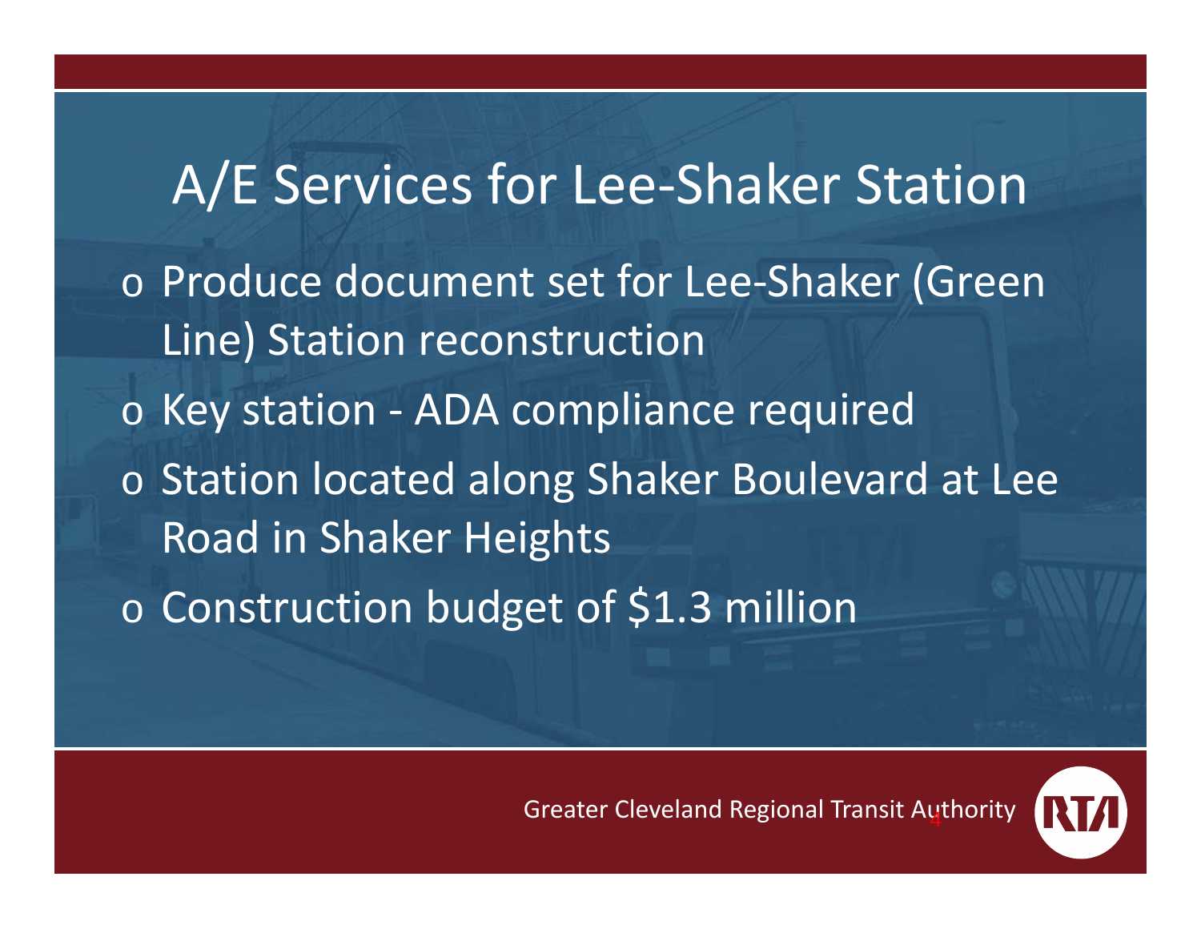# A/E Services for Lee-Shaker Station

- Produce document set for Lee-Shaker (Green Line) Station reconstruction
- Key station - ADA compliance required
- Station located along Shaker Boulevard at Lee Road in Shaker Heights
- Construction budget of $1.3 million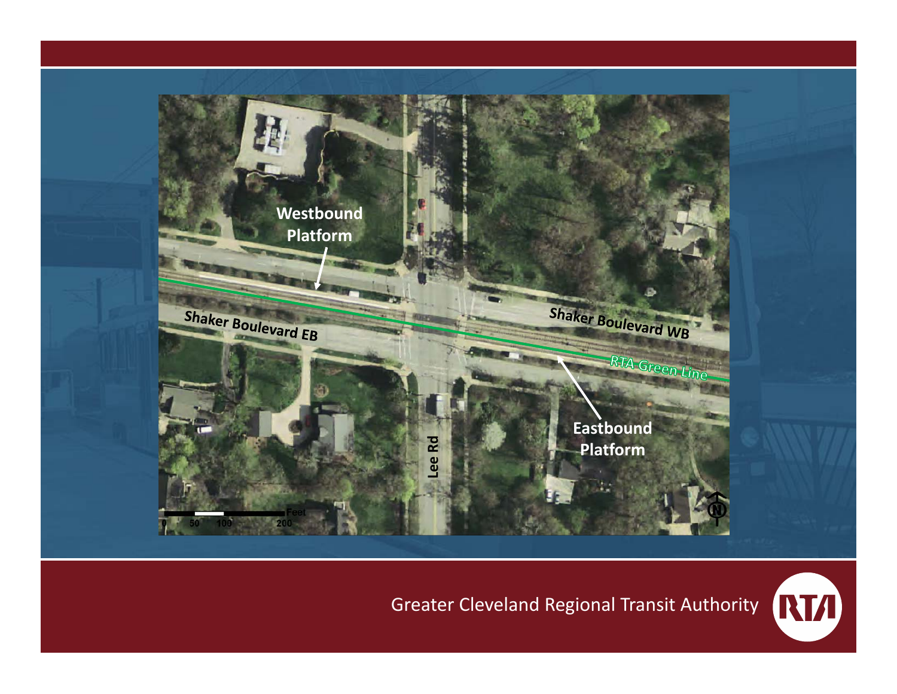Westbound Platform

Shaker Boulevard EB

Shaker Boulevard WB

RTA Green Line

Eastbound Platform

Lee Rd

0 50 100 200 Feet

N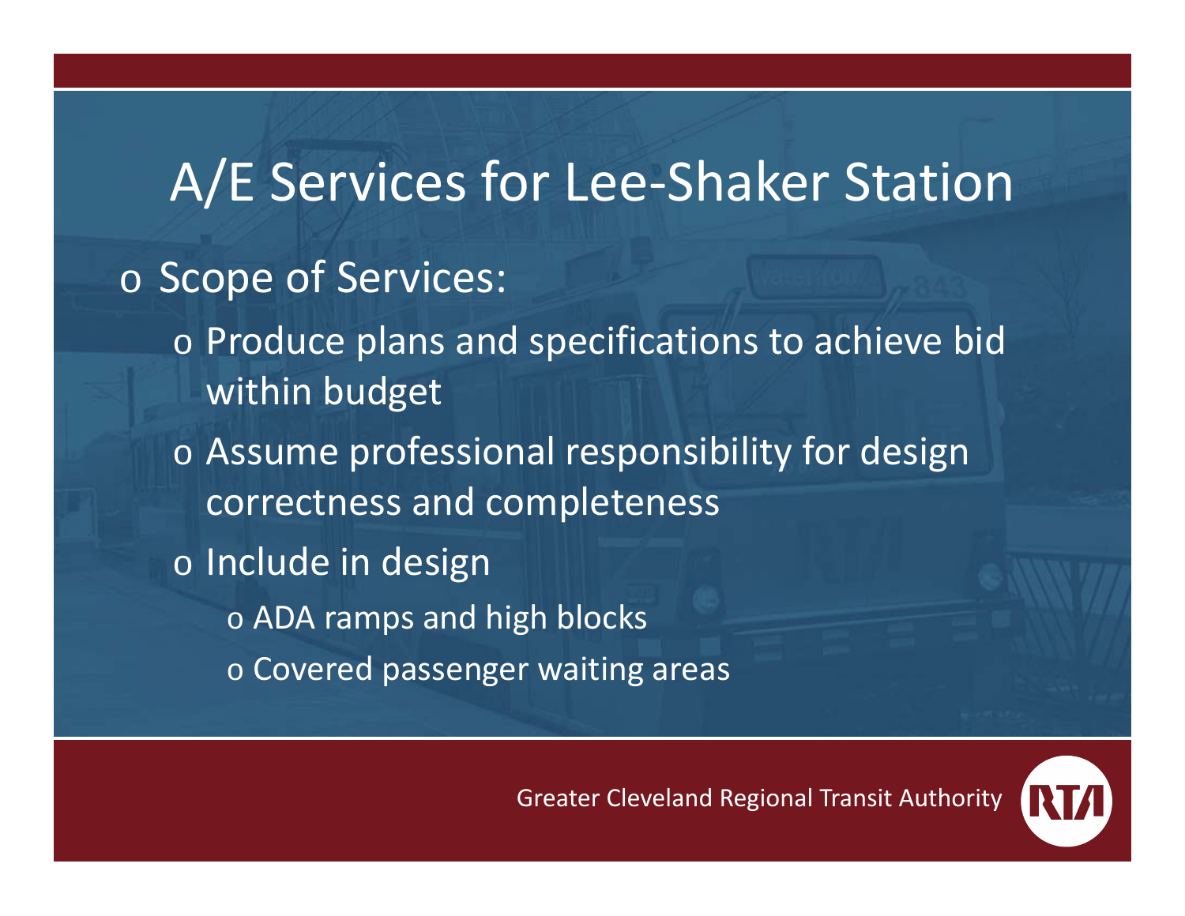# A/E Services for Lee-Shaker Station

- Scope of Services:
  - Produce plans and specifications to achieve bid within budget
  - Assume professional responsibility for design correctness and completeness
  - Include in design
    - ADA ramps and high blocks
    - Covered passenger waiting areas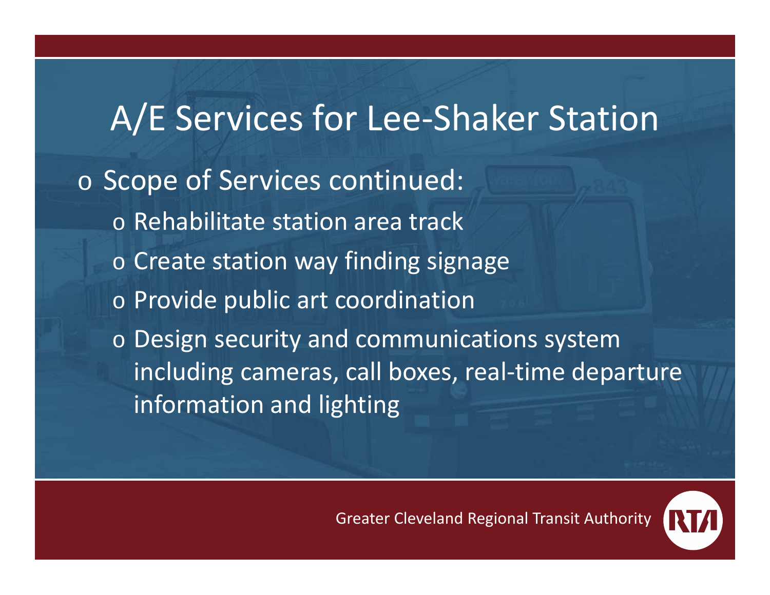# A/E Services for Lee-Shaker Station

- Scope of Services continued:
  - Rehabilitate station area track
  - Create station way finding signage
  - Provide public art coordination
  - Design security and communications system including cameras, call boxes, real-time departure information and lighting

Greater Cleveland Regional Transit Authority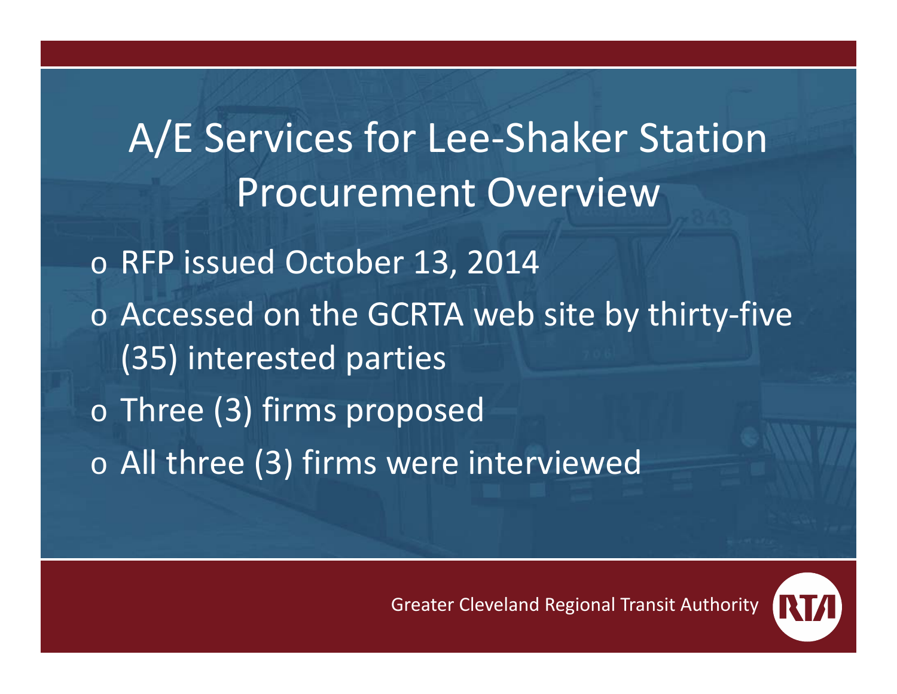# A/E Services for Lee-Shaker Station Procurement Overview

- RFP issued October 13, 2014
- Accessed on the GCRTA web site by thirty-five (35) interested parties
- Three (3) firms proposed
- All three (3) firms were interviewed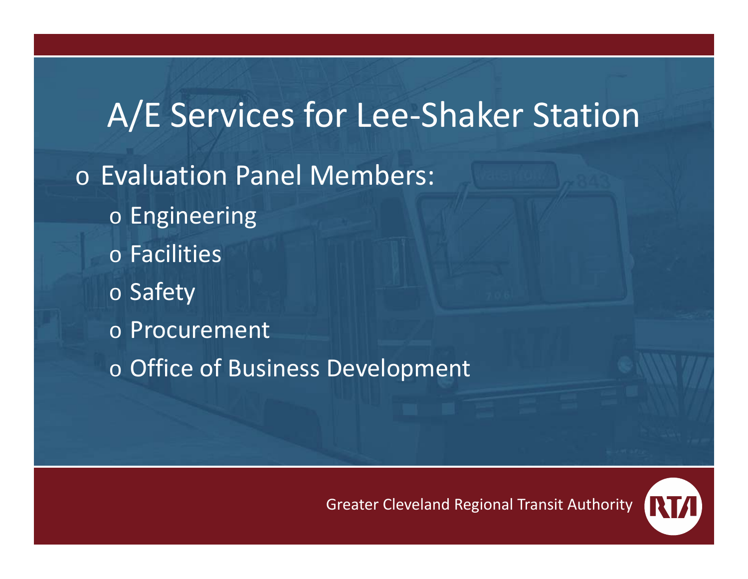# A/E Services for Lee-Shaker Station

- Evaluation Panel Members:
  - Engineering
  - Facilities
  - Safety
  - Procurement
  - Office of Business Development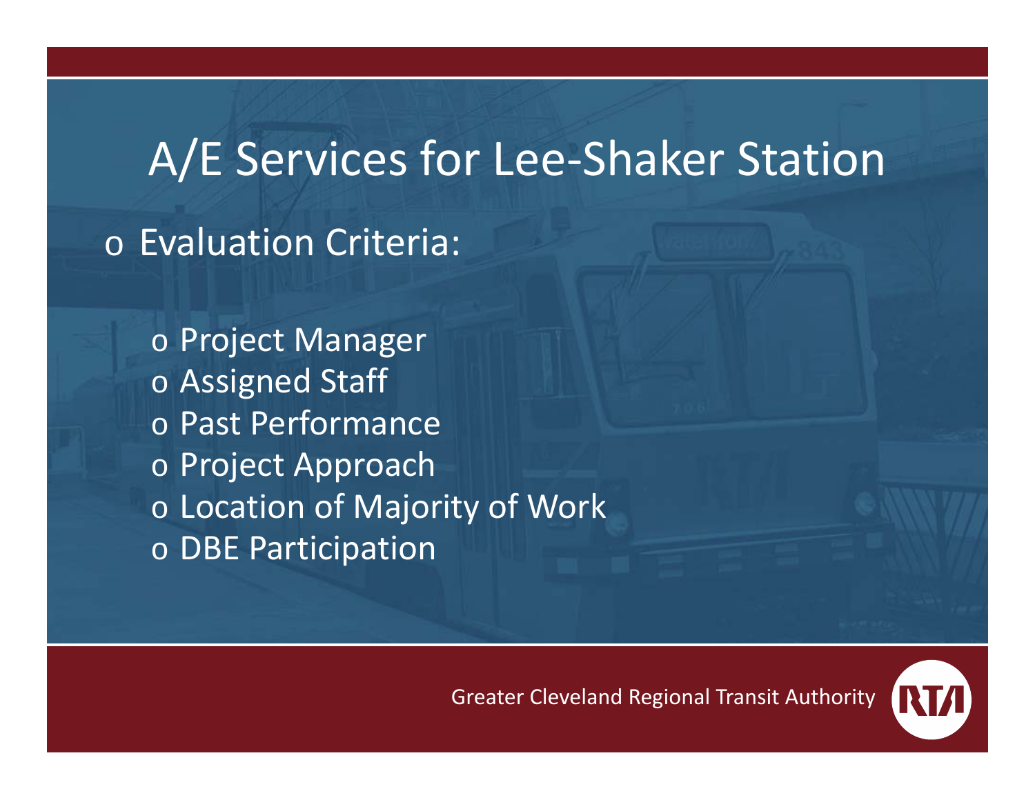# A/E Services for Lee-Shaker Station

- Evaluation Criteria:
  - Project Manager
  - Assigned Staff
  - Past Performance
  - Project Approach
  - Location of Majority of Work
  - DBE Participation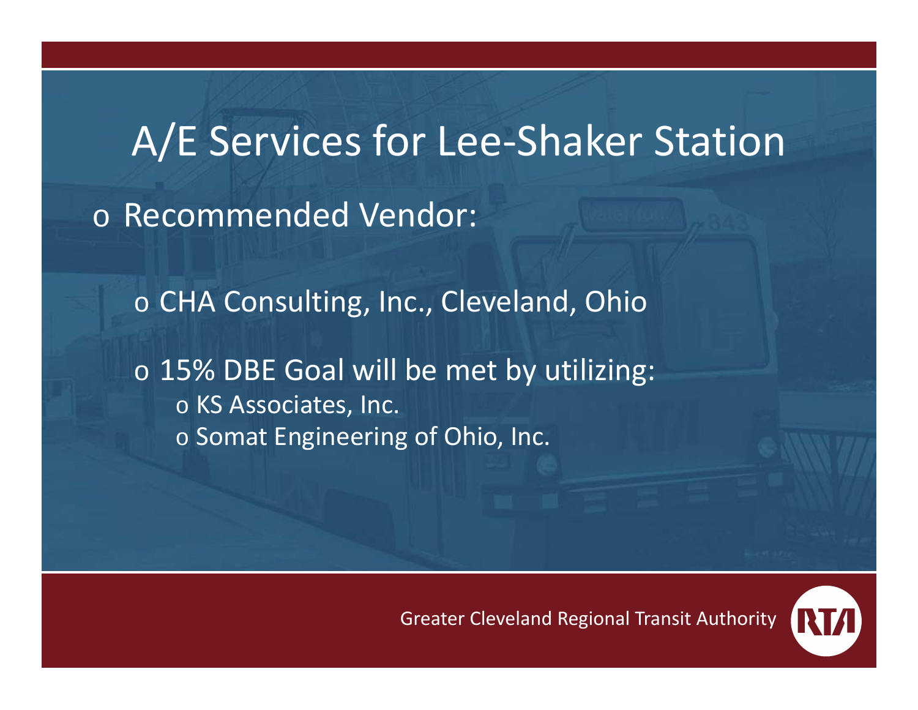# A/E Services for Lee-Shaker Station

- Recommended Vendor:
  - CHA Consulting, Inc., Cleveland, Ohio
  - 15% DBE Goal will be met by utilizing:
    - KS Associates, Inc.
    - Somat Engineering of Ohio, Inc.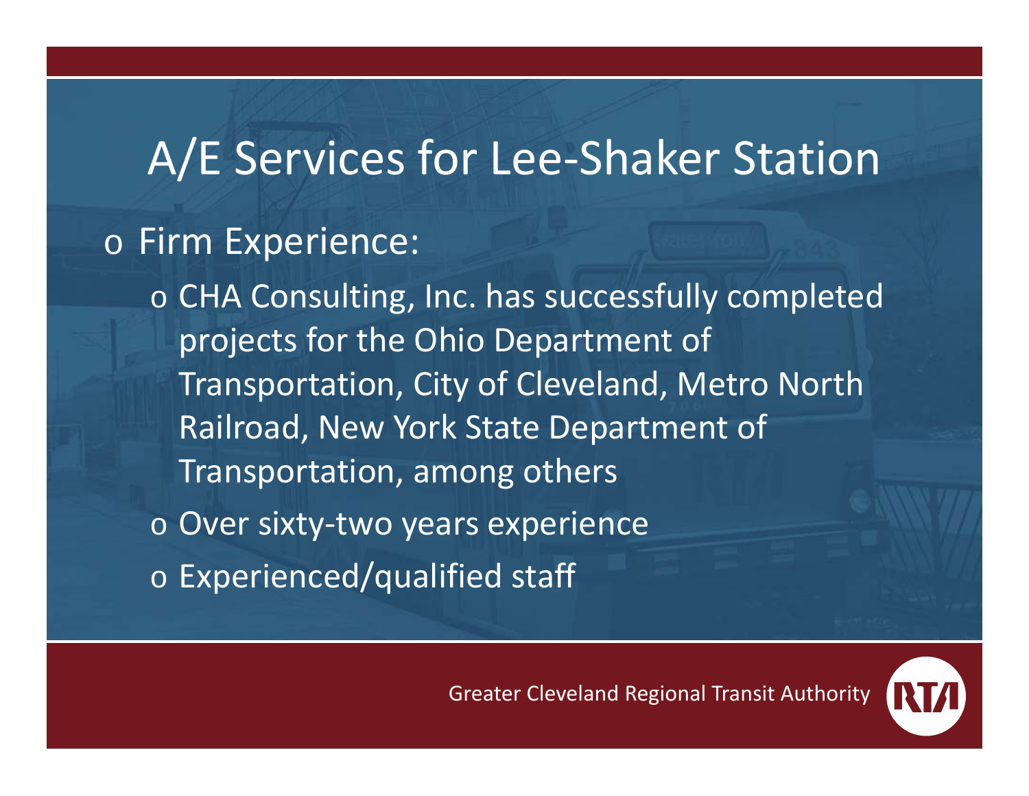# A/E Services for Lee-Shaker Station

- Firm Experience:
  - CHA Consulting, Inc. has successfully completed projects for the Ohio Department of Transportation, City of Cleveland, Metro North Railroad, New York State Department of Transportation, among others
  - Over sixty-two years experience
  - Experienced/qualified staff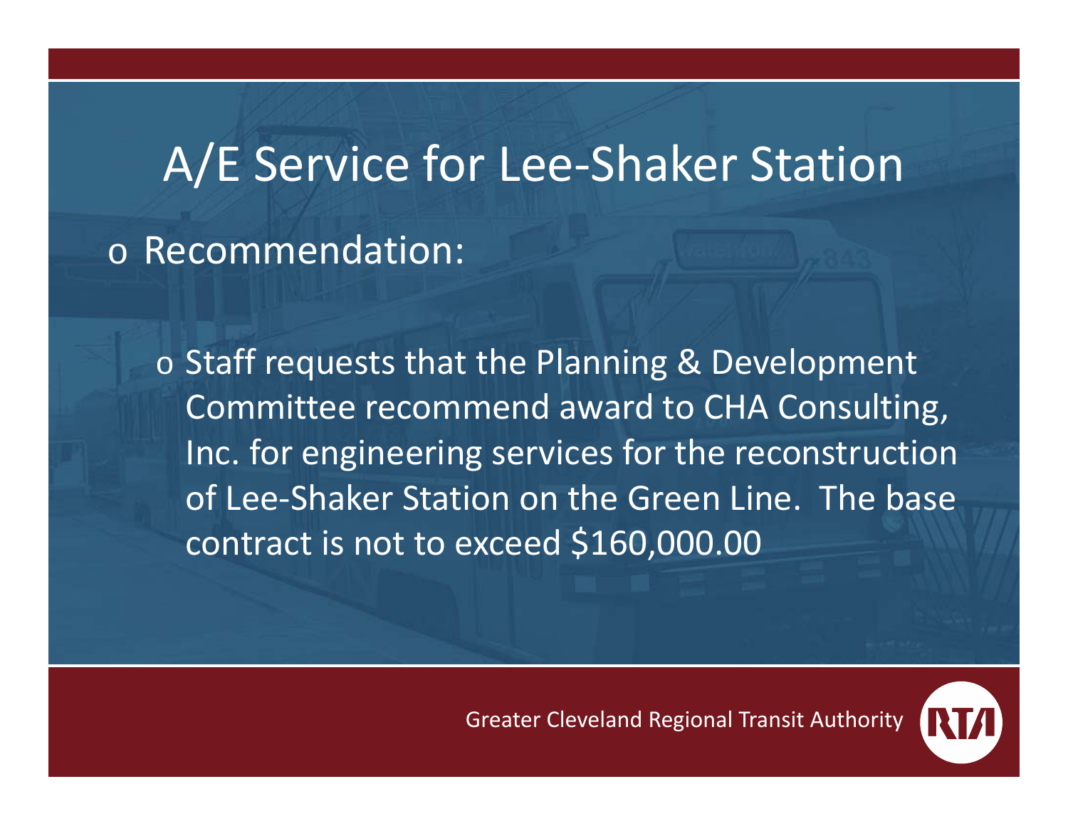# A/E Service for Lee-Shaker Station

- Recommendation:
  - Staff requests that the Planning & Development Committee recommend award to CHA Consulting, Inc. for engineering services for the reconstruction of Lee-Shaker Station on the Green Line.  The base contract is not to exceed $160,000.00